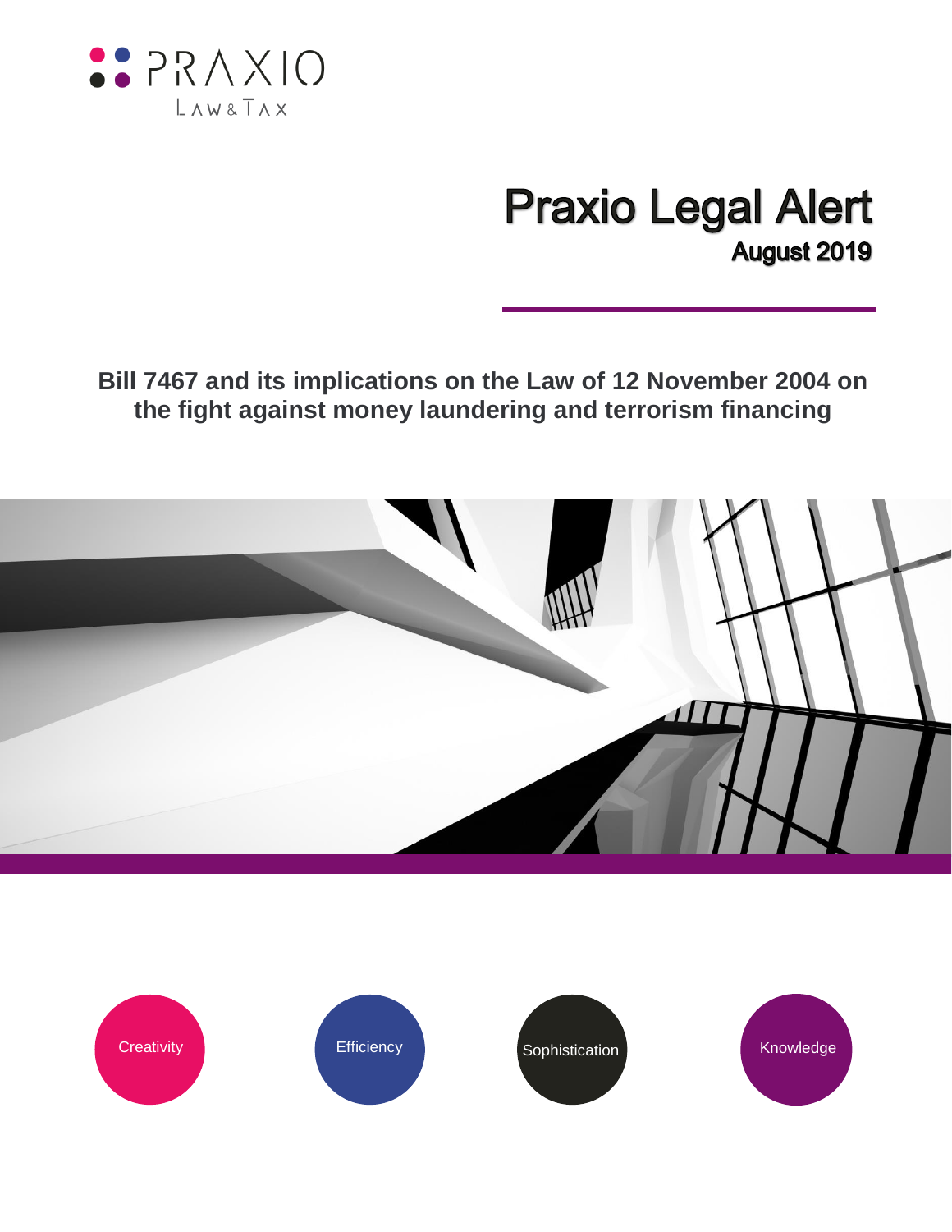PRAXIO

LAW & TAX

# Praxio Legal Alert

## August 2019

## Bill 7467 and its implications on the Law of 12 November 2004 on the fight against money laundering and terrorism financing

Creativity

Efficiency

Sophistication

Knowledge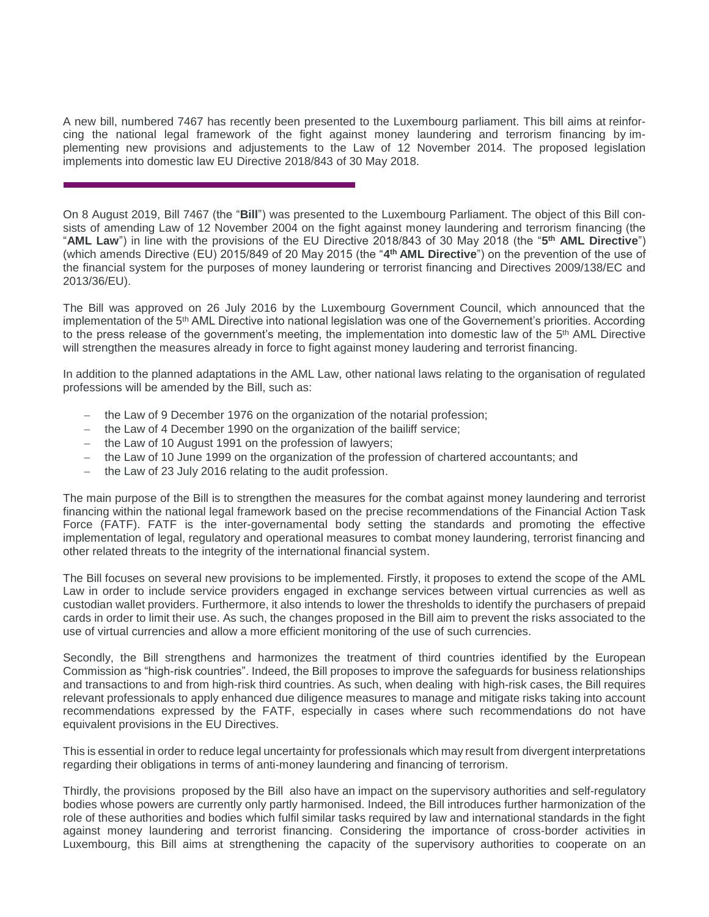A new bill, numbered 7467 has recently been presented to the Luxembourg parliament. This bill aims at reinforcing the national legal framework of the fight against money laundering and terrorism financing by implementing new provisions and adjustements to the Law of 12 November 2014. The proposed legislation implements into domestic law EU Directive 2018/843 of 30 May 2018.

---

On 8 August 2019, Bill 7467 (the "**Bill**") was presented to the Luxembourg Parliament. The object of this Bill consists of amending Law of 12 November 2004 on the fight against money laundering and terrorism financing (the "**AML Law**") in line with the provisions of the EU Directive 2018/843 of 30 May 2018 (the "**5th AML Directive**") (which amends Directive (EU) 2015/849 of 20 May 2015 (the "**4th AML Directive**") on the prevention of the use of the financial system for the purposes of money laundering or terrorist financing and Directives 2009/138/EC and 2013/36/EU).

The Bill was approved on 26 July 2016 by the Luxembourg Government Council, which announced that the implementation of the 5th AML Directive into national legislation was one of the Governement's priorities. According to the press release of the government's meeting, the implementation into domestic law of the 5th AML Directive will strengthen the measures already in force to fight against money laudering and terrorist financing.

In addition to the planned adaptations in the AML Law, other national laws relating to the organisation of regulated professions will be amended by the Bill, such as:

- the Law of 9 December 1976 on the organization of the notarial profession;
- the Law of 4 December 1990 on the organization of the bailiff service;
- the Law of 10 August 1991 on the profession of lawyers;
- the Law of 10 June 1999 on the organization of the profession of chartered accountants; and
- the Law of 23 July 2016 relating to the audit profession.

The main purpose of the Bill is to strengthen the measures for the combat against money laundering and terrorist financing within the national legal framework based on the precise recommendations of the Financial Action Task Force (FATF). FATF is the inter-governamental body setting the standards and promoting the effective implementation of legal, regulatory and operational measures to combat money laundering, terrorist financing and other related threats to the integrity of the international financial system.

The Bill focuses on several new provisions to be implemented. Firstly, it proposes to extend the scope of the AML Law in order to include service providers engaged in exchange services between virtual currencies as well as custodian wallet providers. Furthermore, it also intends to lower the thresholds to identify the purchasers of prepaid cards in order to limit their use. As such, the changes proposed in the Bill aim to prevent the risks associated to the use of virtual currencies and allow a more efficient monitoring of the use of such currencies.

Secondly, the Bill strengthens and harmonizes the treatment of third countries identified by the European Commission as "high-risk countries". Indeed, the Bill proposes to improve the safeguards for business relationships and transactions to and from high-risk third countries. As such, when dealing with high-risk cases, the Bill requires relevant professionals to apply enhanced due diligence measures to manage and mitigate risks taking into account recommendations expressed by the FATF, especially in cases where such recommendations do not have equivalent provisions in the EU Directives.

This is essential in order to reduce legal uncertainty for professionals which may result from divergent interpretations regarding their obligations in terms of anti-money laundering and financing of terrorism.

Thirdly, the provisions proposed by the Bill also have an impact on the supervisory authorities and self-regulatory bodies whose powers are currently only partly harmonised. Indeed, the Bill introduces further harmonization of the role of these authorities and bodies which fulfil similar tasks required by law and international standards in the fight against money laundering and terrorist financing. Considering the importance of cross-border activities in Luxembourg, this Bill aims at strengthening the capacity of the supervisory authorities to cooperate on an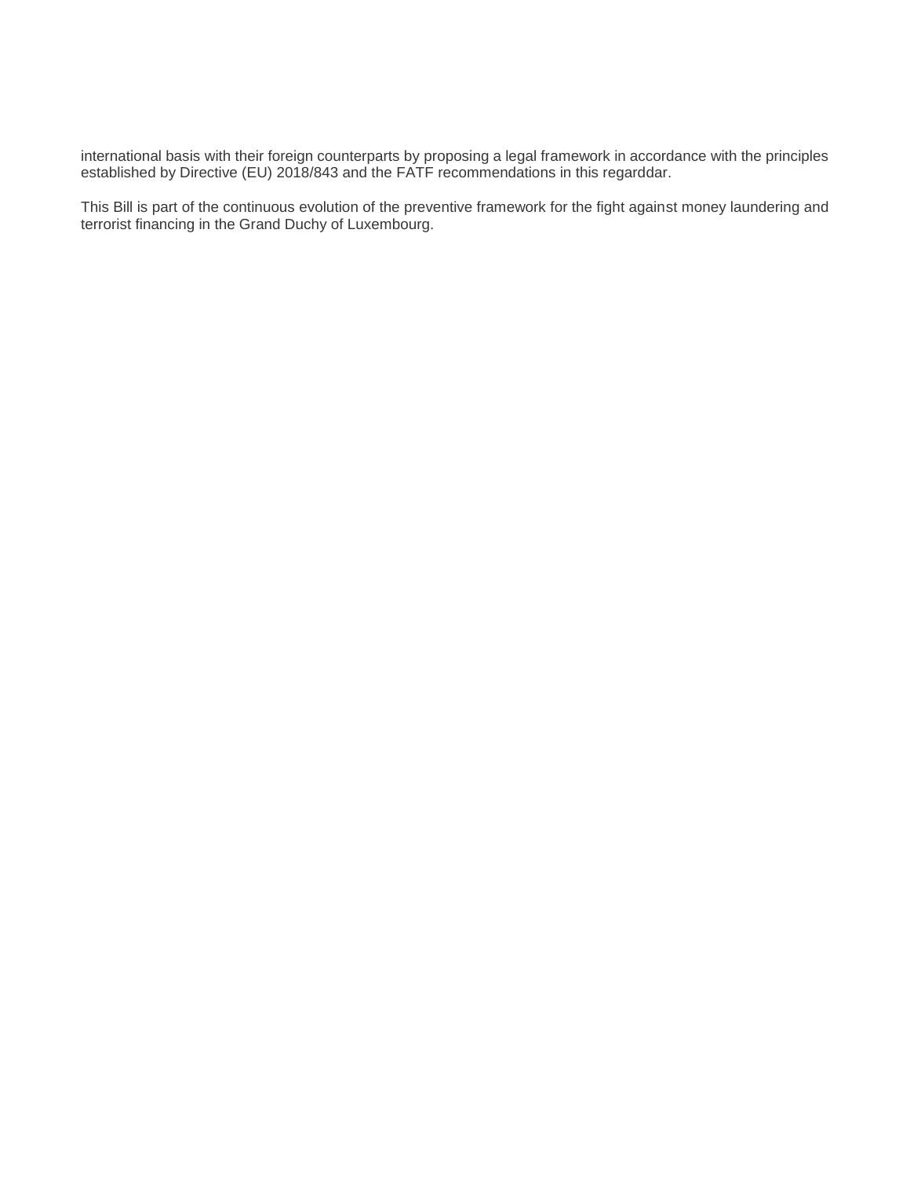international basis with their foreign counterparts by proposing a legal framework in accordance with the principles established by Directive (EU) 2018/843 and the FATF recommendations in this regarddar.

This Bill is part of the continuous evolution of the preventive framework for the fight against money laundering and terrorist financing in the Grand Duchy of Luxembourg.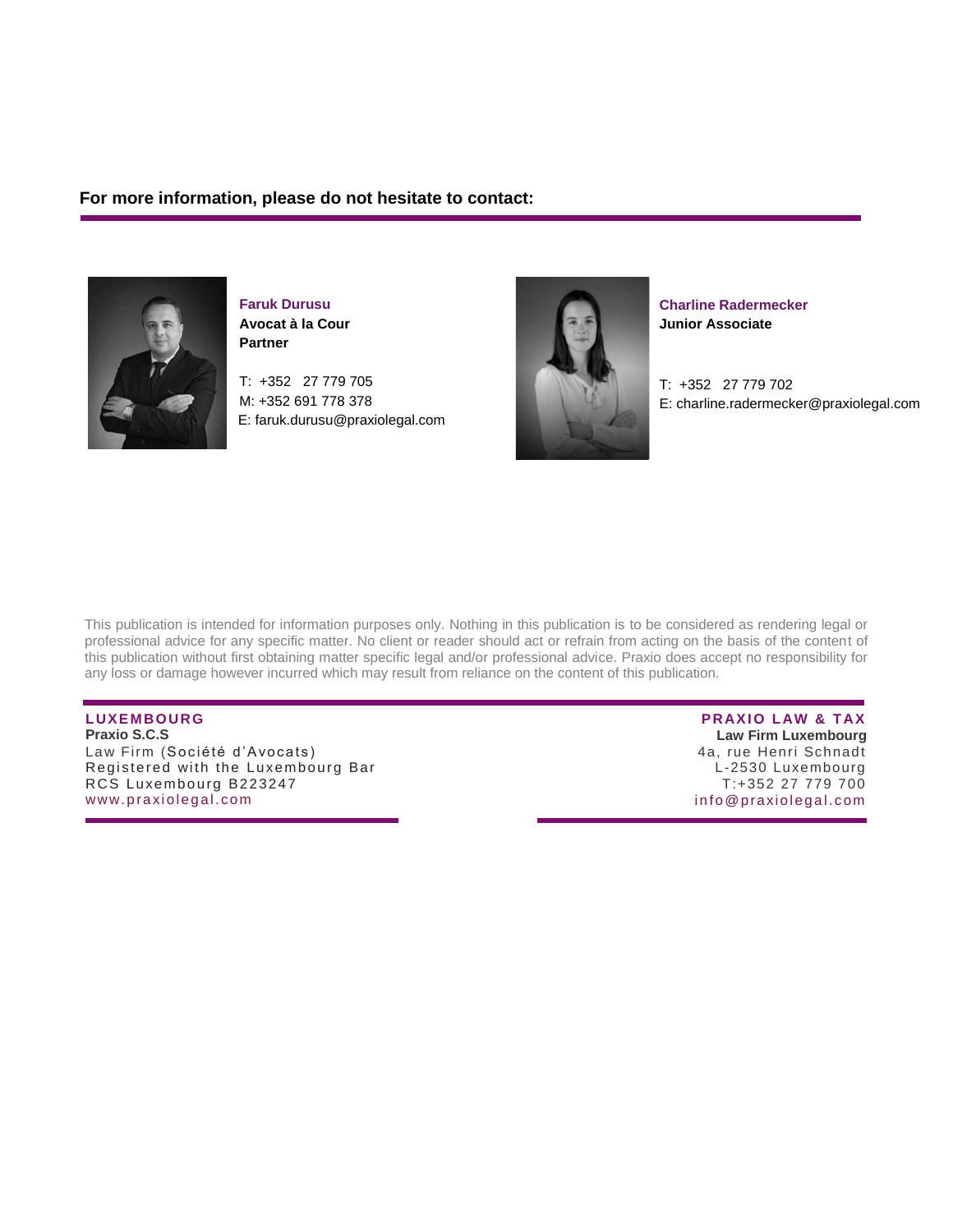**For more information, please do not hesitate to contact:**

**Faruk Durusu**
**Avocat à la Cour**
**Partner**

T: +352 27 779 705
M: +352 691 778 378
E: faruk.durusu@praxiolegal.com

**Charline Radermecker**
**Junior Associate**

T: +352 27 779 702
E: charline.radermecker@praxiolegal.com

This publication is intended for information purposes only. Nothing in this publication is to be considered as rendering legal or professional advice for any specific matter. No client or reader should act or refrain from acting on the basis of the content of this publication without first obtaining matter specific legal and/or professional advice. Praxio does accept no responsibility for any loss or damage however incurred which may result from reliance on the content of this publication.

**LUXEMBOURG**
**Praxio S.C.S**
Law Firm (Société d'Avocats)
Registered with the Luxembourg Bar
RCS Luxembourg B223247
www.praxiolegal.com

**PRAXIO LAW & TAX**
**Law Firm Luxembourg**
4a, rue Henri Schnadt
L-2530 Luxembourg
T:+352 27 779 700
info@praxiolegal.com